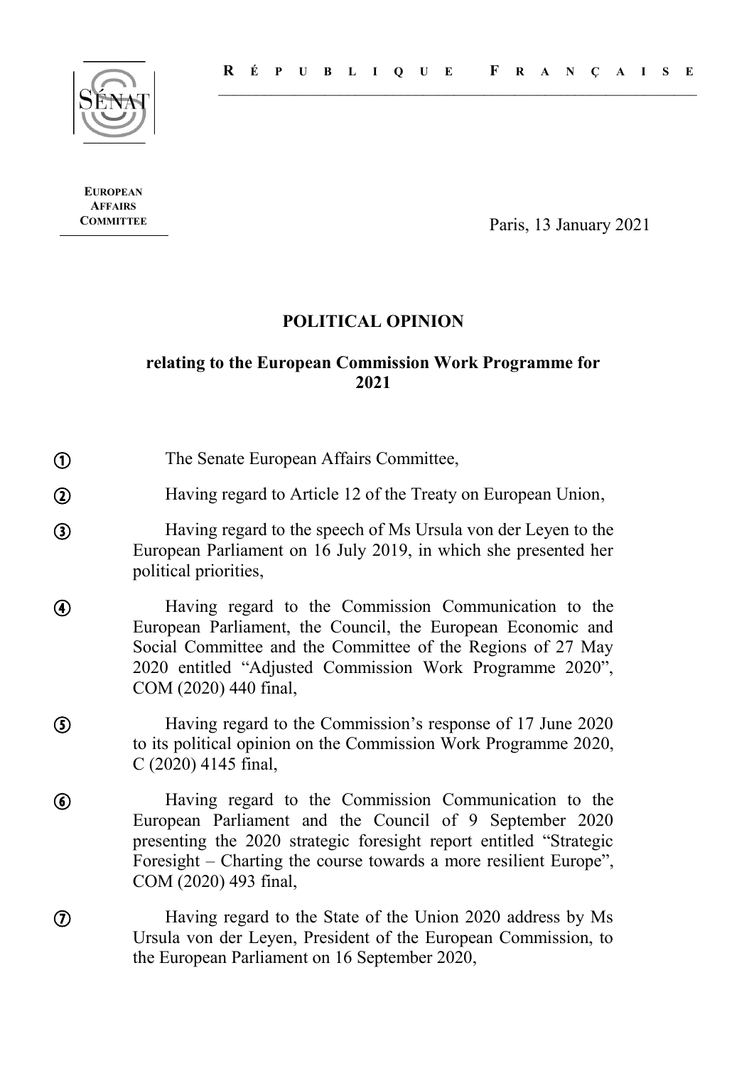RÉPUBLIQUE FRANÇAISE

**EUROPEAN AFFAIRS COMMITTEE**

Paris, 13 January 2021

# POLITICAL OPINION

## relating to the European Commission Work Programme for 2021

① The Senate European Affairs Committee,

② Having regard to Article 12 of the Treaty on European Union,

③ Having regard to the speech of Ms Ursula von der Leyen to the European Parliament on 16 July 2019, in which she presented her political priorities,

④ Having regard to the Commission Communication to the European Parliament, the Council, the European Economic and Social Committee and the Committee of the Regions of 27 May 2020 entitled "Adjusted Commission Work Programme 2020", COM (2020) 440 final,

⑤ Having regard to the Commission's response of 17 June 2020 to its political opinion on the Commission Work Programme 2020, C (2020) 4145 final,

⑥ Having regard to the Commission Communication to the European Parliament and the Council of 9 September 2020 presenting the 2020 strategic foresight report entitled "Strategic Foresight – Charting the course towards a more resilient Europe", COM (2020) 493 final,

⑦ Having regard to the State of the Union 2020 address by Ms Ursula von der Leyen, President of the European Commission, to the European Parliament on 16 September 2020,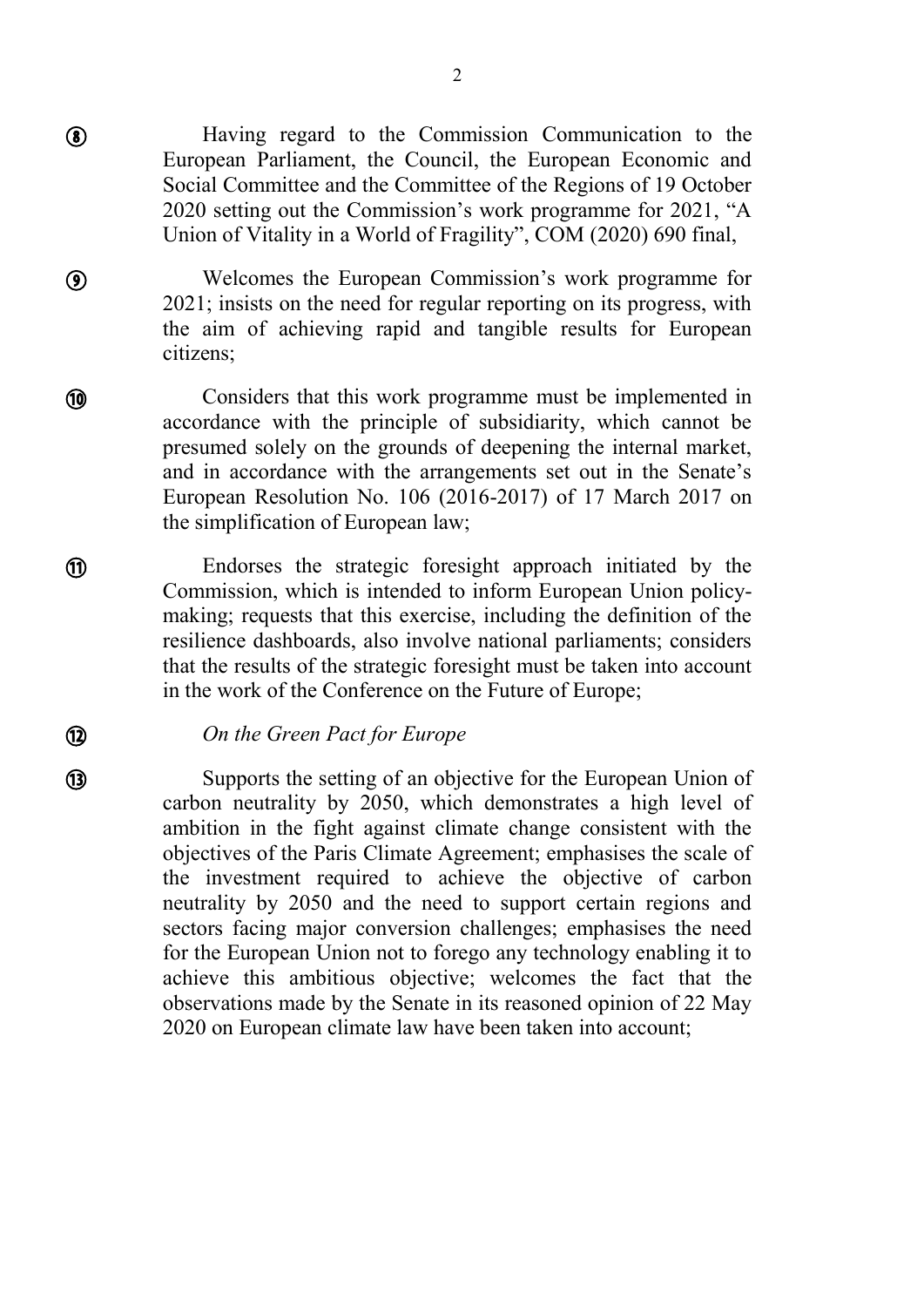⑧ Having regard to the Commission Communication to the European Parliament, the Council, the European Economic and Social Committee and the Committee of the Regions of 19 October 2020 setting out the Commission's work programme for 2021, "A Union of Vitality in a World of Fragility", COM (2020) 690 final,

⑨ Welcomes the European Commission's work programme for 2021; insists on the need for regular reporting on its progress, with the aim of achieving rapid and tangible results for European citizens;

⑩ Considers that this work programme must be implemented in accordance with the principle of subsidiarity, which cannot be presumed solely on the grounds of deepening the internal market, and in accordance with the arrangements set out in the Senate's European Resolution No. 106 (2016-2017) of 17 March 2017 on the simplification of European law;

⑪ Endorses the strategic foresight approach initiated by the Commission, which is intended to inform European Union policy-making; requests that this exercise, including the definition of the resilience dashboards, also involve national parliaments; considers that the results of the strategic foresight must be taken into account in the work of the Conference on the Future of Europe;

⑫ *On the Green Pact for Europe*

⑬ Supports the setting of an objective for the European Union of carbon neutrality by 2050, which demonstrates a high level of ambition in the fight against climate change consistent with the objectives of the Paris Climate Agreement; emphasises the scale of the investment required to achieve the objective of carbon neutrality by 2050 and the need to support certain regions and sectors facing major conversion challenges; emphasises the need for the European Union not to forego any technology enabling it to achieve this ambitious objective; welcomes the fact that the observations made by the Senate in its reasoned opinion of 22 May 2020 on European climate law have been taken into account;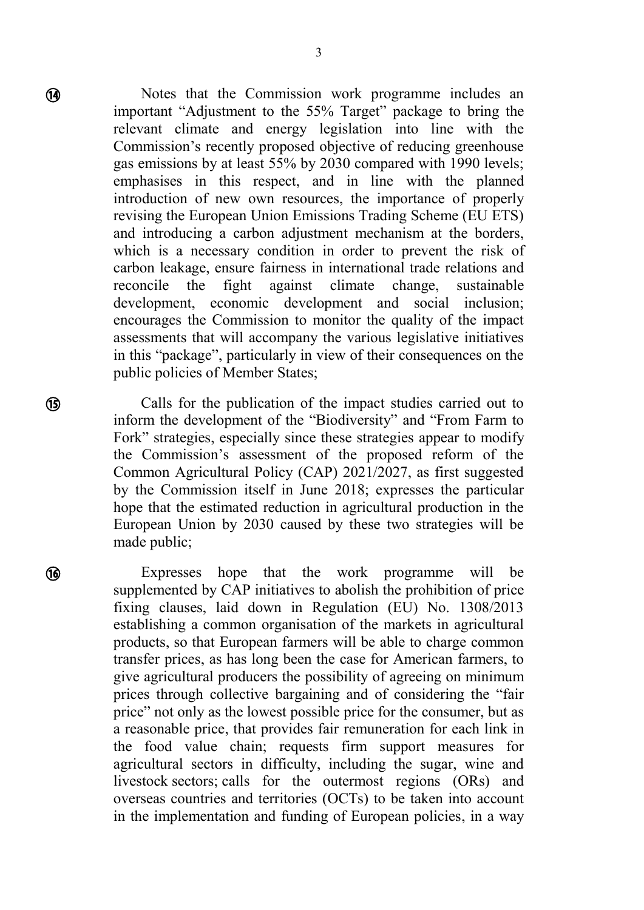⑭ Notes that the Commission work programme includes an important “Adjustment to the 55% Target” package to bring the relevant climate and energy legislation into line with the Commission’s recently proposed objective of reducing greenhouse gas emissions by at least 55% by 2030 compared with 1990 levels; emphasises in this respect, and in line with the planned introduction of new own resources, the importance of properly revising the European Union Emissions Trading Scheme (EU ETS) and introducing a carbon adjustment mechanism at the borders, which is a necessary condition in order to prevent the risk of carbon leakage, ensure fairness in international trade relations and reconcile the fight against climate change, sustainable development, economic development and social inclusion; encourages the Commission to monitor the quality of the impact assessments that will accompany the various legislative initiatives in this “package”, particularly in view of their consequences on the public policies of Member States;

⑮ Calls for the publication of the impact studies carried out to inform the development of the “Biodiversity” and “From Farm to Fork” strategies, especially since these strategies appear to modify the Commission’s assessment of the proposed reform of the Common Agricultural Policy (CAP) 2021/2027, as first suggested by the Commission itself in June 2018; expresses the particular hope that the estimated reduction in agricultural production in the European Union by 2030 caused by these two strategies will be made public;

⑯ Expresses hope that the work programme will be supplemented by CAP initiatives to abolish the prohibition of price fixing clauses, laid down in Regulation (EU) No. 1308/2013 establishing a common organisation of the markets in agricultural products, so that European farmers will be able to charge common transfer prices, as has long been the case for American farmers, to give agricultural producers the possibility of agreeing on minimum prices through collective bargaining and of considering the “fair price” not only as the lowest possible price for the consumer, but as a reasonable price, that provides fair remuneration for each link in the food value chain; requests firm support measures for agricultural sectors in difficulty, including the sugar, wine and livestock sectors; calls for the outermost regions (ORs) and overseas countries and territories (OCTs) to be taken into account in the implementation and funding of European policies, in a way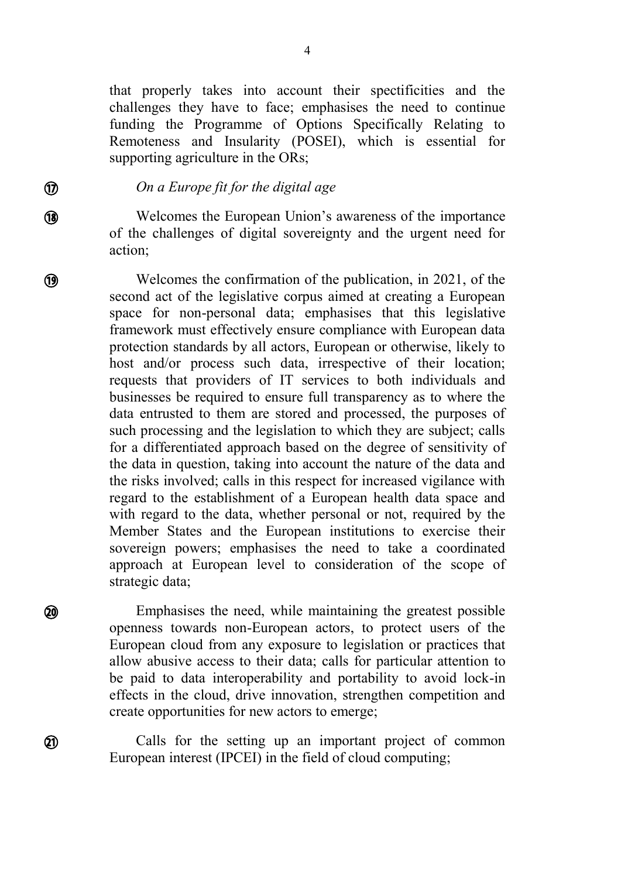that properly takes into account their spectificities and the challenges they have to face; emphasises the need to continue funding the Programme of Options Specifically Relating to Remoteness and Insularity (POSEI), which is essential for supporting agriculture in the ORs;

⑰ *On a Europe fit for the digital age*

⑱ Welcomes the European Union's awareness of the importance of the challenges of digital sovereignty and the urgent need for action;

⑲ Welcomes the confirmation of the publication, in 2021, of the second act of the legislative corpus aimed at creating a European space for non-personal data; emphasises that this legislative framework must effectively ensure compliance with European data protection standards by all actors, European or otherwise, likely to host and/or process such data, irrespective of their location; requests that providers of IT services to both individuals and businesses be required to ensure full transparency as to where the data entrusted to them are stored and processed, the purposes of such processing and the legislation to which they are subject; calls for a differentiated approach based on the degree of sensitivity of the data in question, taking into account the nature of the data and the risks involved; calls in this respect for increased vigilance with regard to the establishment of a European health data space and with regard to the data, whether personal or not, required by the Member States and the European institutions to exercise their sovereign powers; emphasises the need to take a coordinated approach at European level to consideration of the scope of strategic data;

⑳ Emphasises the need, while maintaining the greatest possible openness towards non-European actors, to protect users of the European cloud from any exposure to legislation or practices that allow abusive access to their data; calls for particular attention to be paid to data interoperability and portability to avoid lock-in effects in the cloud, drive innovation, strengthen competition and create opportunities for new actors to emerge;

㉑ Calls for the setting up an important project of common European interest (IPCEI) in the field of cloud computing;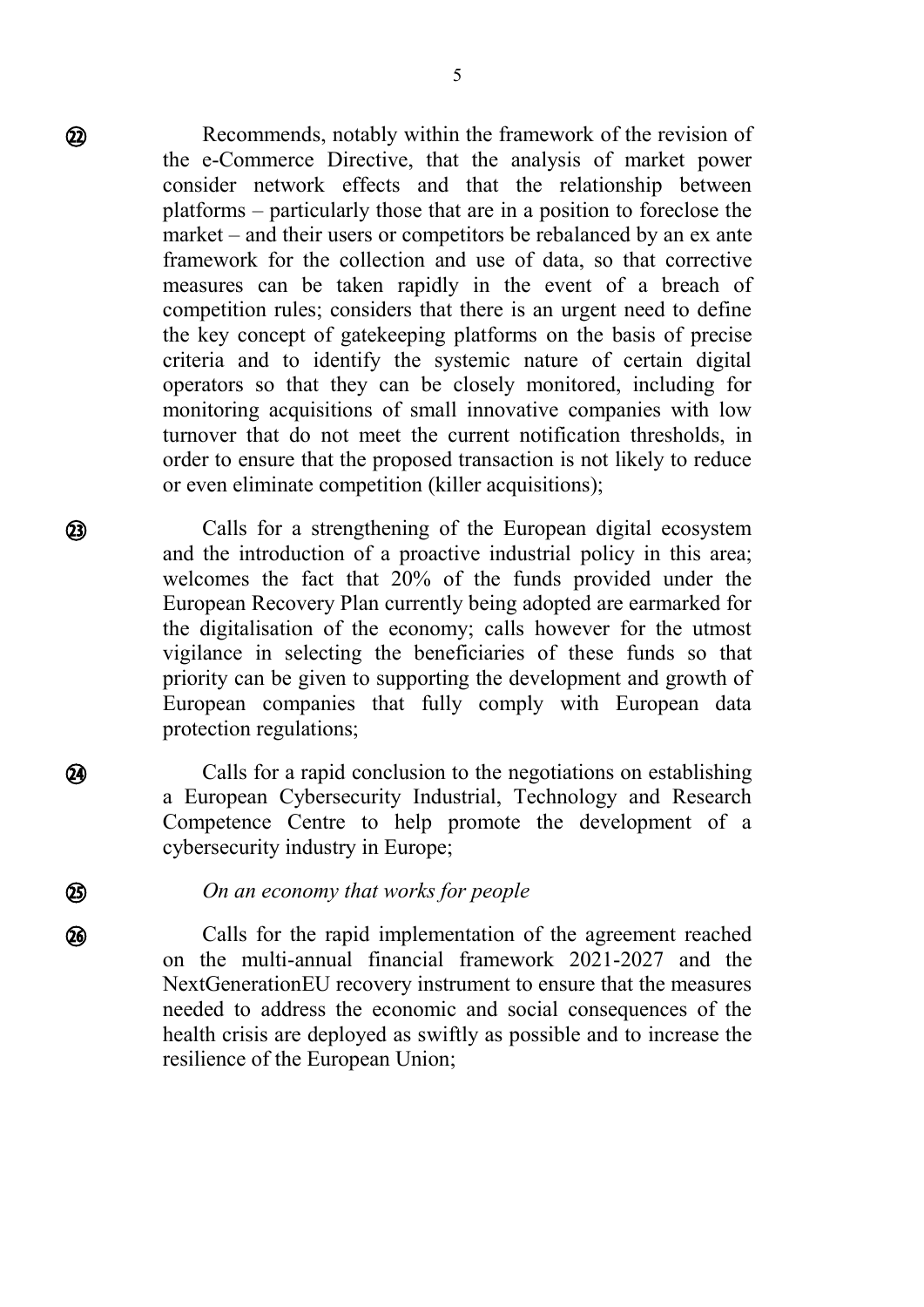㉒ Recommends, notably within the framework of the revision of the e-Commerce Directive, that the analysis of market power consider network effects and that the relationship between platforms – particularly those that are in a position to foreclose the market – and their users or competitors be rebalanced by an ex ante framework for the collection and use of data, so that corrective measures can be taken rapidly in the event of a breach of competition rules; considers that there is an urgent need to define the key concept of gatekeeping platforms on the basis of precise criteria and to identify the systemic nature of certain digital operators so that they can be closely monitored, including for monitoring acquisitions of small innovative companies with low turnover that do not meet the current notification thresholds, in order to ensure that the proposed transaction is not likely to reduce or even eliminate competition (killer acquisitions);

㉓ Calls for a strengthening of the European digital ecosystem and the introduction of a proactive industrial policy in this area; welcomes the fact that 20% of the funds provided under the European Recovery Plan currently being adopted are earmarked for the digitalisation of the economy; calls however for the utmost vigilance in selecting the beneficiaries of these funds so that priority can be given to supporting the development and growth of European companies that fully comply with European data protection regulations;

㉔ Calls for a rapid conclusion to the negotiations on establishing a European Cybersecurity Industrial, Technology and Research Competence Centre to help promote the development of a cybersecurity industry in Europe;

㉕ *On an economy that works for people*

㉖ Calls for the rapid implementation of the agreement reached on the multi-annual financial framework 2021-2027 and the NextGenerationEU recovery instrument to ensure that the measures needed to address the economic and social consequences of the health crisis are deployed as swiftly as possible and to increase the resilience of the European Union;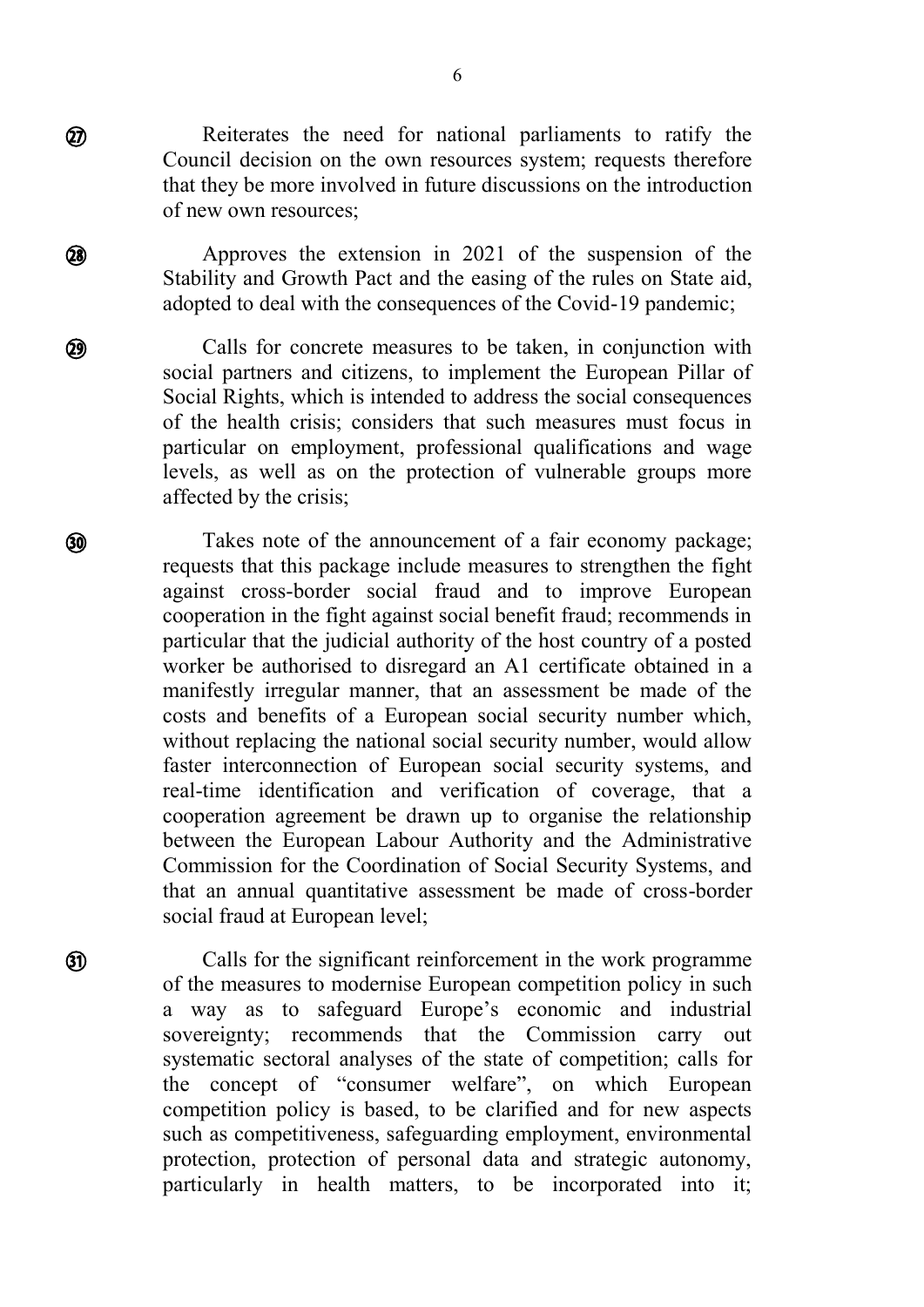(27) Reiterates the need for national parliaments to ratify the Council decision on the own resources system; requests therefore that they be more involved in future discussions on the introduction of new own resources;

(28) Approves the extension in 2021 of the suspension of the Stability and Growth Pact and the easing of the rules on State aid, adopted to deal with the consequences of the Covid-19 pandemic;

(29) Calls for concrete measures to be taken, in conjunction with social partners and citizens, to implement the European Pillar of Social Rights, which is intended to address the social consequences of the health crisis; considers that such measures must focus in particular on employment, professional qualifications and wage levels, as well as on the protection of vulnerable groups more affected by the crisis;

(30) Takes note of the announcement of a fair economy package; requests that this package include measures to strengthen the fight against cross-border social fraud and to improve European cooperation in the fight against social benefit fraud; recommends in particular that the judicial authority of the host country of a posted worker be authorised to disregard an A1 certificate obtained in a manifestly irregular manner, that an assessment be made of the costs and benefits of a European social security number which, without replacing the national social security number, would allow faster interconnection of European social security systems, and real-time identification and verification of coverage, that a cooperation agreement be drawn up to organise the relationship between the European Labour Authority and the Administrative Commission for the Coordination of Social Security Systems, and that an annual quantitative assessment be made of cross-border social fraud at European level;

(31) Calls for the significant reinforcement in the work programme of the measures to modernise European competition policy in such a way as to safeguard Europe's economic and industrial sovereignty; recommends that the Commission carry out systematic sectoral analyses of the state of competition; calls for the concept of "consumer welfare", on which European competition policy is based, to be clarified and for new aspects such as competitiveness, safeguarding employment, environmental protection, protection of personal data and strategic autonomy, particularly in health matters, to be incorporated into it;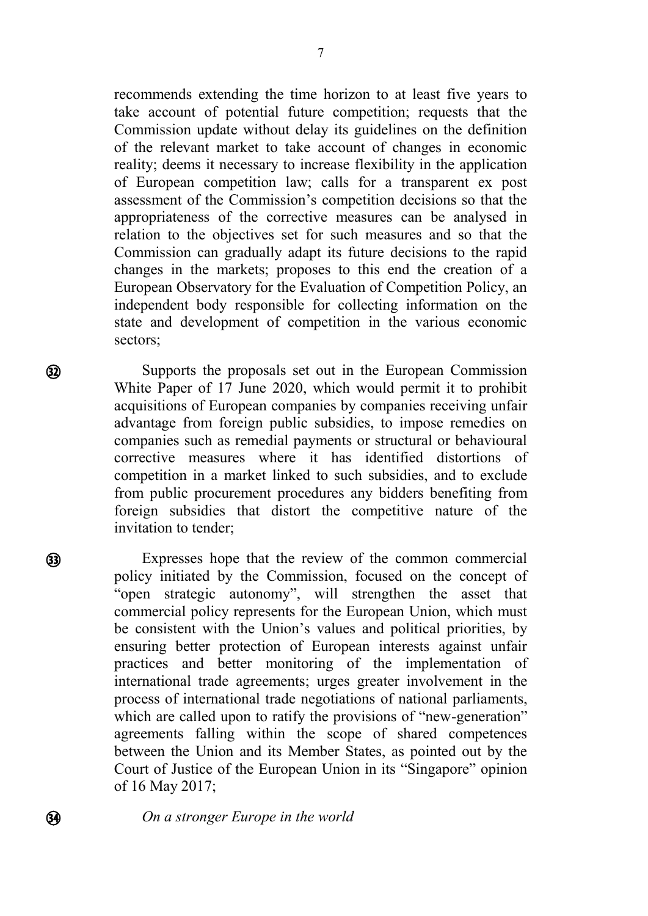recommends extending the time horizon to at least five years to take account of potential future competition; requests that the Commission update without delay its guidelines on the definition of the relevant market to take account of changes in economic reality; deems it necessary to increase flexibility in the application of European competition law; calls for a transparent ex post assessment of the Commission's competition decisions so that the appropriateness of the corrective measures can be analysed in relation to the objectives set for such measures and so that the Commission can gradually adapt its future decisions to the rapid changes in the markets; proposes to this end the creation of a European Observatory for the Evaluation of Competition Policy, an independent body responsible for collecting information on the state and development of competition in the various economic sectors;

(32) Supports the proposals set out in the European Commission White Paper of 17 June 2020, which would permit it to prohibit acquisitions of European companies by companies receiving unfair advantage from foreign public subsidies, to impose remedies on companies such as remedial payments or structural or behavioural corrective measures where it has identified distortions of competition in a market linked to such subsidies, and to exclude from public procurement procedures any bidders benefiting from foreign subsidies that distort the competitive nature of the invitation to tender;

(33) Expresses hope that the review of the common commercial policy initiated by the Commission, focused on the concept of "open strategic autonomy", will strengthen the asset that commercial policy represents for the European Union, which must be consistent with the Union's values and political priorities, by ensuring better protection of European interests against unfair practices and better monitoring of the implementation of international trade agreements; urges greater involvement in the process of international trade negotiations of national parliaments, which are called upon to ratify the provisions of "new-generation" agreements falling within the scope of shared competences between the Union and its Member States, as pointed out by the Court of Justice of the European Union in its "Singapore" opinion of 16 May 2017;

(34) *On a stronger Europe in the world*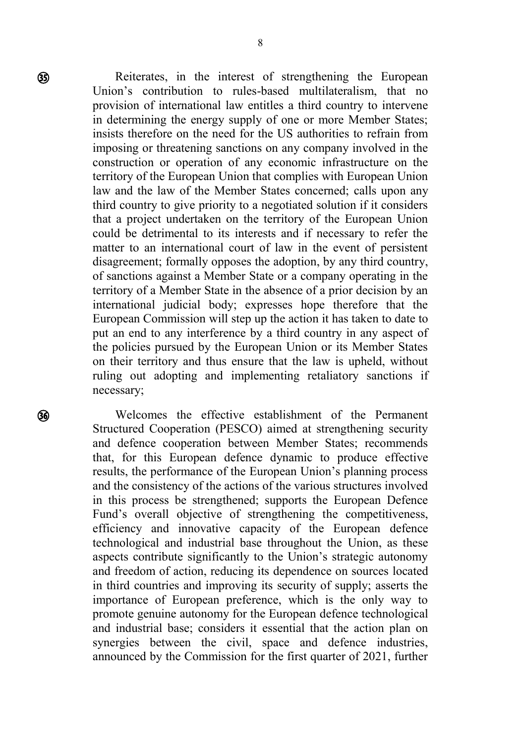(35) Reiterates, in the interest of strengthening the European Union’s contribution to rules-based multilateralism, that no provision of international law entitles a third country to intervene in determining the energy supply of one or more Member States; insists therefore on the need for the US authorities to refrain from imposing or threatening sanctions on any company involved in the construction or operation of any economic infrastructure on the territory of the European Union that complies with European Union law and the law of the Member States concerned; calls upon any third country to give priority to a negotiated solution if it considers that a project undertaken on the territory of the European Union could be detrimental to its interests and if necessary to refer the matter to an international court of law in the event of persistent disagreement; formally opposes the adoption, by any third country, of sanctions against a Member State or a company operating in the territory of a Member State in the absence of a prior decision by an international judicial body; expresses hope therefore that the European Commission will step up the action it has taken to date to put an end to any interference by a third country in any aspect of the policies pursued by the European Union or its Member States on their territory and thus ensure that the law is upheld, without ruling out adopting and implementing retaliatory sanctions if necessary;

(36) Welcomes the effective establishment of the Permanent Structured Cooperation (PESCO) aimed at strengthening security and defence cooperation between Member States; recommends that, for this European defence dynamic to produce effective results, the performance of the European Union’s planning process and the consistency of the actions of the various structures involved in this process be strengthened; supports the European Defence Fund’s overall objective of strengthening the competitiveness, efficiency and innovative capacity of the European defence technological and industrial base throughout the Union, as these aspects contribute significantly to the Union’s strategic autonomy and freedom of action, reducing its dependence on sources located in third countries and improving its security of supply; asserts the importance of European preference, which is the only way to promote genuine autonomy for the European defence technological and industrial base; considers it essential that the action plan on synergies between the civil, space and defence industries, announced by the Commission for the first quarter of 2021, further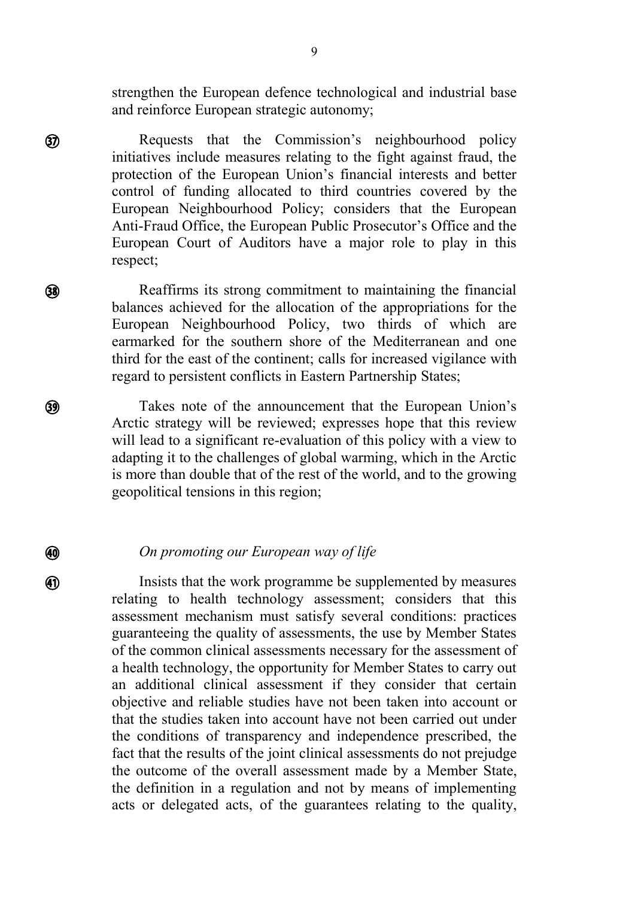strengthen the European defence technological and industrial base and reinforce European strategic autonomy;

(37) Requests that the Commission's neighbourhood policy initiatives include measures relating to the fight against fraud, the protection of the European Union's financial interests and better control of funding allocated to third countries covered by the European Neighbourhood Policy; considers that the European Anti-Fraud Office, the European Public Prosecutor's Office and the European Court of Auditors have a major role to play in this respect;

(38) Reaffirms its strong commitment to maintaining the financial balances achieved for the allocation of the appropriations for the European Neighbourhood Policy, two thirds of which are earmarked for the southern shore of the Mediterranean and one third for the east of the continent; calls for increased vigilance with regard to persistent conflicts in Eastern Partnership States;

(39) Takes note of the announcement that the European Union's Arctic strategy will be reviewed; expresses hope that this review will lead to a significant re-evaluation of this policy with a view to adapting it to the challenges of global warming, which in the Arctic is more than double that of the rest of the world, and to the growing geopolitical tensions in this region;

(40) *On promoting our European way of life*

(41) Insists that the work programme be supplemented by measures relating to health technology assessment; considers that this assessment mechanism must satisfy several conditions: practices guaranteeing the quality of assessments, the use by Member States of the common clinical assessments necessary for the assessment of a health technology, the opportunity for Member States to carry out an additional clinical assessment if they consider that certain objective and reliable studies have not been taken into account or that the studies taken into account have not been carried out under the conditions of transparency and independence prescribed, the fact that the results of the joint clinical assessments do not prejudge the outcome of the overall assessment made by a Member State, the definition in a regulation and not by means of implementing acts or delegated acts, of the guarantees relating to the quality,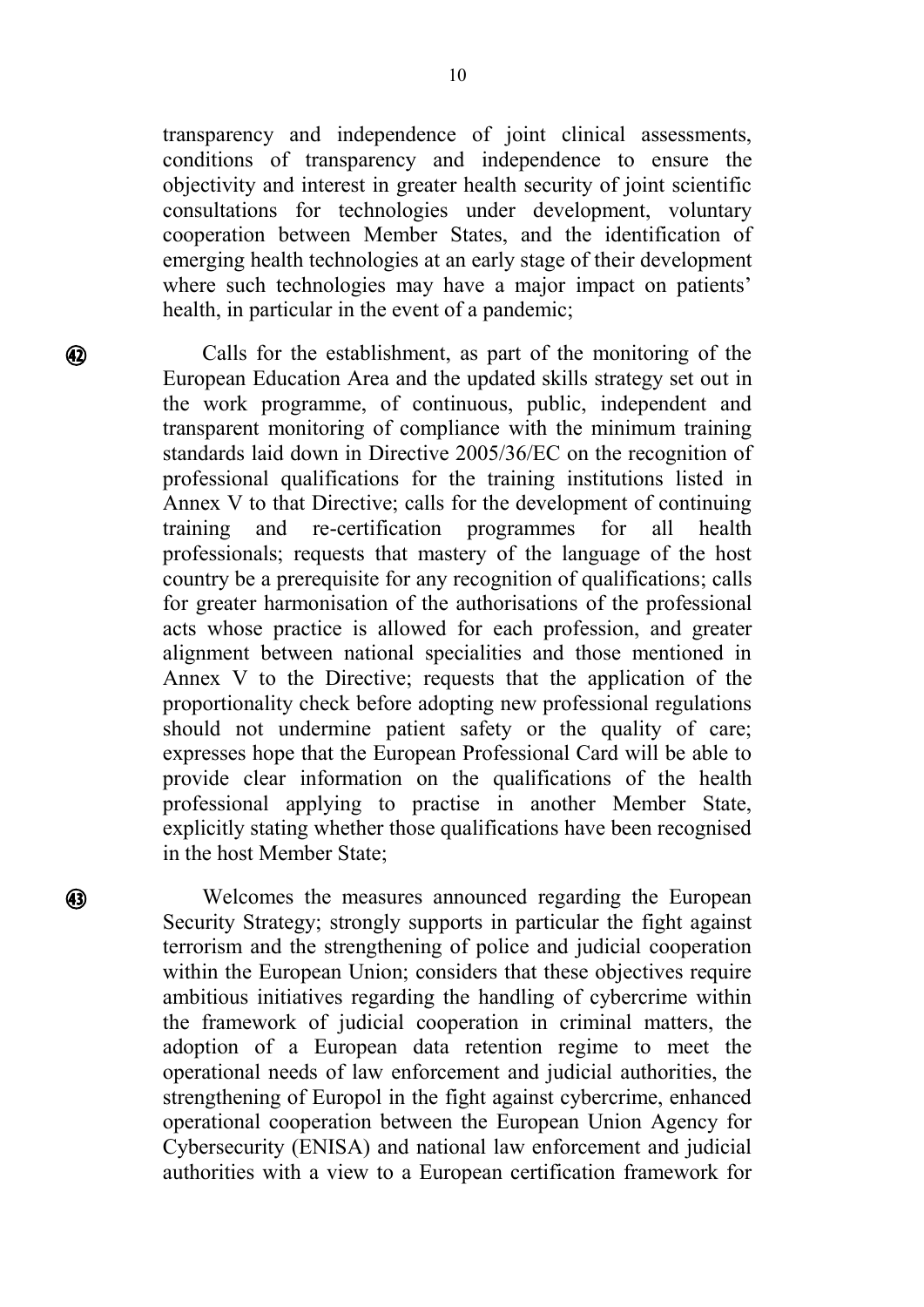transparency and independence of joint clinical assessments, conditions of transparency and independence to ensure the objectivity and interest in greater health security of joint scientific consultations for technologies under development, voluntary cooperation between Member States, and the identification of emerging health technologies at an early stage of their development where such technologies may have a major impact on patients' health, in particular in the event of a pandemic;

42. Calls for the establishment, as part of the monitoring of the European Education Area and the updated skills strategy set out in the work programme, of continuous, public, independent and transparent monitoring of compliance with the minimum training standards laid down in Directive 2005/36/EC on the recognition of professional qualifications for the training institutions listed in Annex V to that Directive; calls for the development of continuing training and re-certification programmes for all health professionals; requests that mastery of the language of the host country be a prerequisite for any recognition of qualifications; calls for greater harmonisation of the authorisations of the professional acts whose practice is allowed for each profession, and greater alignment between national specialities and those mentioned in Annex V to the Directive; requests that the application of the proportionality check before adopting new professional regulations should not undermine patient safety or the quality of care; expresses hope that the European Professional Card will be able to provide clear information on the qualifications of the health professional applying to practise in another Member State, explicitly stating whether those qualifications have been recognised in the host Member State;

43. Welcomes the measures announced regarding the European Security Strategy; strongly supports in particular the fight against terrorism and the strengthening of police and judicial cooperation within the European Union; considers that these objectives require ambitious initiatives regarding the handling of cybercrime within the framework of judicial cooperation in criminal matters, the adoption of a European data retention regime to meet the operational needs of law enforcement and judicial authorities, the strengthening of Europol in the fight against cybercrime, enhanced operational cooperation between the European Union Agency for Cybersecurity (ENISA) and national law enforcement and judicial authorities with a view to a European certification framework for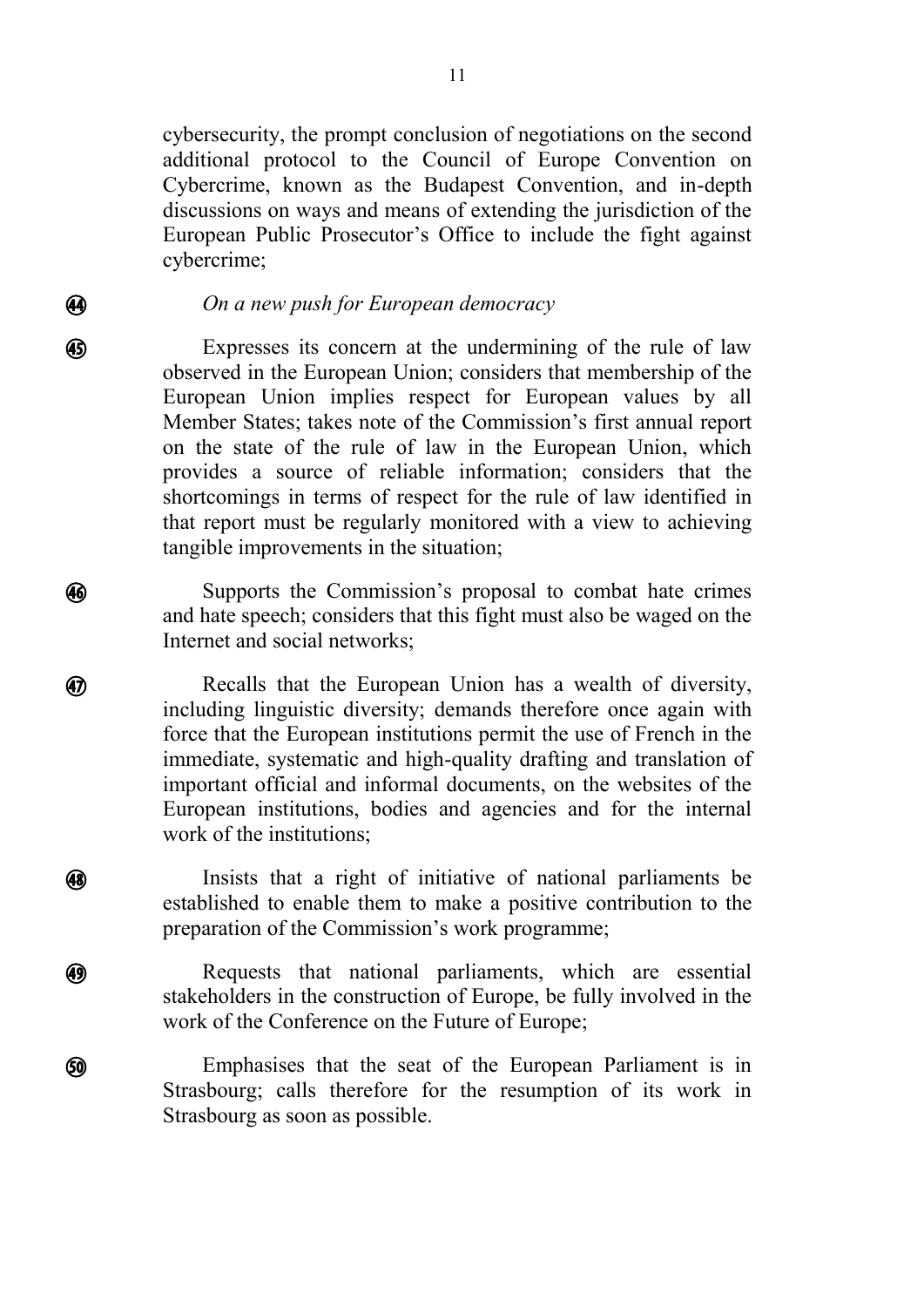cybersecurity, the prompt conclusion of negotiations on the second additional protocol to the Council of Europe Convention on Cybercrime, known as the Budapest Convention, and in-depth discussions on ways and means of extending the jurisdiction of the European Public Prosecutor's Office to include the fight against cybercrime;

(44) *On a new push for European democracy*

(45) Expresses its concern at the undermining of the rule of law observed in the European Union; considers that membership of the European Union implies respect for European values by all Member States; takes note of the Commission's first annual report on the state of the rule of law in the European Union, which provides a source of reliable information; considers that the shortcomings in terms of respect for the rule of law identified in that report must be regularly monitored with a view to achieving tangible improvements in the situation;

(46) Supports the Commission's proposal to combat hate crimes and hate speech; considers that this fight must also be waged on the Internet and social networks;

(47) Recalls that the European Union has a wealth of diversity, including linguistic diversity; demands therefore once again with force that the European institutions permit the use of French in the immediate, systematic and high-quality drafting and translation of important official and informal documents, on the websites of the European institutions, bodies and agencies and for the internal work of the institutions;

(48) Insists that a right of initiative of national parliaments be established to enable them to make a positive contribution to the preparation of the Commission's work programme;

(49) Requests that national parliaments, which are essential stakeholders in the construction of Europe, be fully involved in the work of the Conference on the Future of Europe;

(50) Emphasises that the seat of the European Parliament is in Strasbourg; calls therefore for the resumption of its work in Strasbourg as soon as possible.